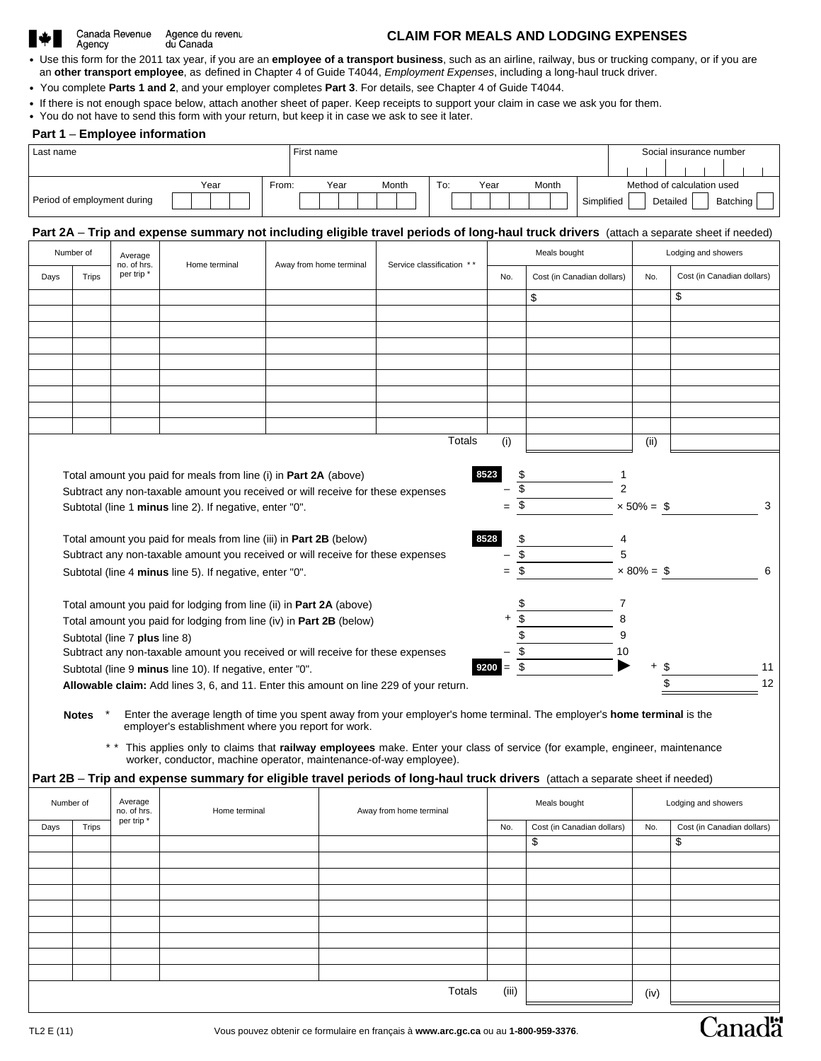Canada Revenue Agency / Agence du revenu du Canada

# CLAIM FOR MEALS AND LODGING EXPENSES

- Use this form for the 2011 tax year, if you are an **employee of a transport business**, such as an airline, railway, bus or trucking company, or if you are an **other transport employee**, as defined in Chapter 4 of Guide T4044, *Employment Expenses*, including a long-haul truck driver.
- You complete **Parts 1 and 2**, and your employer completes **Part 3**. For details, see Chapter 4 of Guide T4044.
- If there is not enough space below, attach another sheet of paper. Keep receipts to support your claim in case we ask you for them.
- You do not have to send this form with your return, but keep it in case we ask to see it later.

## Part 1 – Employee information

| Last name | First name | Social insurance number |
|---|---|---|
| | | |

| Period of employment during Year | From: Year Month | To: Year Month | Method of calculation used: Simplified ☐ Detailed ☐ Batching ☐ |
|---|---|---|---|
| | | | |

## Part 2A – Trip and expense summary not including eligible travel periods of long-haul truck drivers (attach a separate sheet if needed)

| Number of Days | Number of Trips | Average no. of hrs. per trip * | Home terminal | Away from home terminal | Service classification ** | Meals bought No. | Meals bought Cost (in Canadian dollars) | Lodging and showers No. | Lodging and showers Cost (in Canadian dollars) |
|---|---|---|---|---|---|---|---|---|---|
| | | | | | | | $ | | $ |
| | | | | | | | | | |
| | | | | | | | | | |
| | | | | | | | | | |
| | | | | | | | | | |
| | | | | | | | | | |
| | | | | | | | | | |
| | | | | | | | | | |
| | | | | | | | | | |
| | | | | | Totals | (i) | | (ii) | |

Total amount you paid for meals from line (i) in **Part 2A** (above) **8523** $ ______ 1

Subtract any non-taxable amount you received or will receive for these expenses – $ ______ 2

Subtotal (line 1 **minus** line 2). If negative, enter "0". = $ ______ × 50% = $ ______ 3

Total amount you paid for meals from line (iii) in **Part 2B** (below) **8528** $ ______ 4

Subtract any non-taxable amount you received or will receive for these expenses – $ ______ 5

Subtotal (line 4 **minus** line 5). If negative, enter "0". = $ ______ × 80% = $ ______ 6

Total amount you paid for lodging from line (ii) in **Part 2A** (above) $ ______ 7

Total amount you paid for lodging from line (iv) in **Part 2B** (below) + $ ______ 8

Subtotal (line 7 **plus** line 8) $ ______ 9

Subtract any non-taxable amount you received or will receive for these expenses – $ ______ 10

Subtotal (line 9 **minus** line 10). If negative, enter "0". **9200** = $ ______ ► + $ ______ 11

**Allowable claim:** Add lines 3, 6, and 11. Enter this amount on line 229 of your return. $ ______ 12

**Notes** * Enter the average length of time you spent away from your employer's home terminal. The employer's **home terminal** is the employer's establishment where you report for work.

** This applies only to claims that **railway employees** make. Enter your class of service (for example, engineer, maintenance worker, conductor, machine operator, maintenance-of-way employee).

## Part 2B – Trip and expense summary for eligible travel periods of long-haul truck drivers (attach a separate sheet if needed)

| Number of Days | Number of Trips | Average no. of hrs. per trip * | Home terminal | Away from home terminal | Meals bought No. | Meals bought Cost (in Canadian dollars) | Lodging and showers No. | Lodging and showers Cost (in Canadian dollars) |
|---|---|---|---|---|---|---|---|---|
| | | | | | | $ | | $ |
| | | | | | | | | |
| | | | | | | | | |
| | | | | | | | | |
| | | | | | | | | |
| | | | | | | | | |
| | | | | | | | | |
| | | | | | | | | |
| | | | | | | | | |
| | | | | Totals | (iii) | | (iv) | |

TL2 E (11)

Vous pouvez obtenir ce formulaire en français à **www.arc.gc.ca** ou au **1-800-959-3376**.

Canada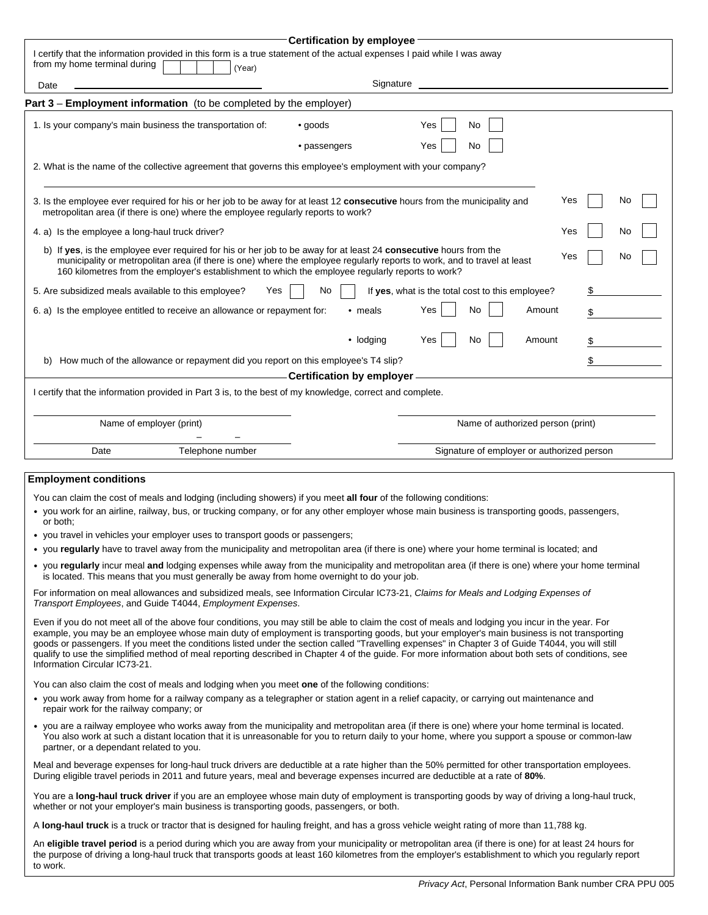## Certification by employee

I certify that the information provided in this form is a true statement of the actual expenses I paid while I was away from my home terminal during ☐☐☐☐ (Year)

Date ______________________ Signature ______________________

## Part 3 – Employment information (to be completed by the employer)

1. Is your company's main business the transportation of:
   - goods Yes ☐ No ☐
   - passengers Yes ☐ No ☐

2. What is the name of the collective agreement that governs this employee's employment with your company?

   ______________________

3. Is the employee ever required for his or her job to be away for at least 12 **consecutive** hours from the municipality and metropolitan area (if there is one) where the employee regularly reports to work? Yes ☐ No ☐

4. a) Is the employee a long-haul truck driver? Yes ☐ No ☐

   b) If **yes**, is the employee ever required for his or her job to be away for at least 24 **consecutive** hours from the municipality or metropolitan area (if there is one) where the employee regularly reports to work, and to travel at least 160 kilometres from the employer's establishment to which the employee regularly reports to work? Yes ☐ No ☐

5. Are subsidized meals available to this employee? Yes ☐ No ☐ If **yes**, what is the total cost to this employee? $ ________

6. a) Is the employee entitled to receive an allowance or repayment for:
   - meals Yes ☐ No ☐ Amount $ ________
   - lodging Yes ☐ No ☐ Amount $ ________

   b) How much of the allowance or repayment did you report on this employee's T4 slip? $ ________

## Certification by employer

I certify that the information provided in Part 3 is, to the best of my knowledge, correct and complete.

Name of employer (print) ______________________ Name of authorized person (print) ______________________

Date ________ Telephone number ___ – ___ – ___ Signature of employer or authorized person ______________________

## Employment conditions

You can claim the cost of meals and lodging (including showers) if you meet **all four** of the following conditions:

- you work for an airline, railway, bus, or trucking company, or for any other employer whose main business is transporting goods, passengers, or both;
- you travel in vehicles your employer uses to transport goods or passengers;
- you **regularly** have to travel away from the municipality and metropolitan area (if there is one) where your home terminal is located; and
- you **regularly** incur meal **and** lodging expenses while away from the municipality and metropolitan area (if there is one) where your home terminal is located. This means that you must generally be away from home overnight to do your job.

For information on meal allowances and subsidized meals, see Information Circular IC73-21, *Claims for Meals and Lodging Expenses of Transport Employees*, and Guide T4044, *Employment Expenses*.

Even if you do not meet all of the above four conditions, you may still be able to claim the cost of meals and lodging you incur in the year. For example, you may be an employee whose main duty of employment is transporting goods, but your employer's main business is not transporting goods or passengers. If you meet the conditions listed under the section called "Travelling expenses" in Chapter 3 of Guide T4044, you will still qualify to use the simplified method of meal reporting described in Chapter 4 of the guide. For more information about both sets of conditions, see Information Circular IC73-21.

You can also claim the cost of meals and lodging when you meet **one** of the following conditions:

- you work away from home for a railway company as a telegrapher or station agent in a relief capacity, or carrying out maintenance and repair work for the railway company; or
- you are a railway employee who works away from the municipality and metropolitan area (if there is one) where your home terminal is located. You also work at such a distant location that it is unreasonable for you to return daily to your home, where you support a spouse or common-law partner, or a dependant related to you.

Meal and beverage expenses for long-haul truck drivers are deductible at a rate higher than the 50% permitted for other transportation employees. During eligible travel periods in 2011 and future years, meal and beverage expenses incurred are deductible at a rate of **80%**.

You are a **long-haul truck driver** if you are an employee whose main duty of employment is transporting goods by way of driving a long-haul truck, whether or not your employer's main business is transporting goods, passengers, or both.

A **long-haul truck** is a truck or tractor that is designed for hauling freight, and has a gross vehicle weight rating of more than 11,788 kg.

An **eligible travel period** is a period during which you are away from your municipality or metropolitan area (if there is one) for at least 24 hours for the purpose of driving a long-haul truck that transports goods at least 160 kilometres from the employer's establishment to which you regularly report to work.

*Privacy Act*, Personal Information Bank number CRA PPU 005